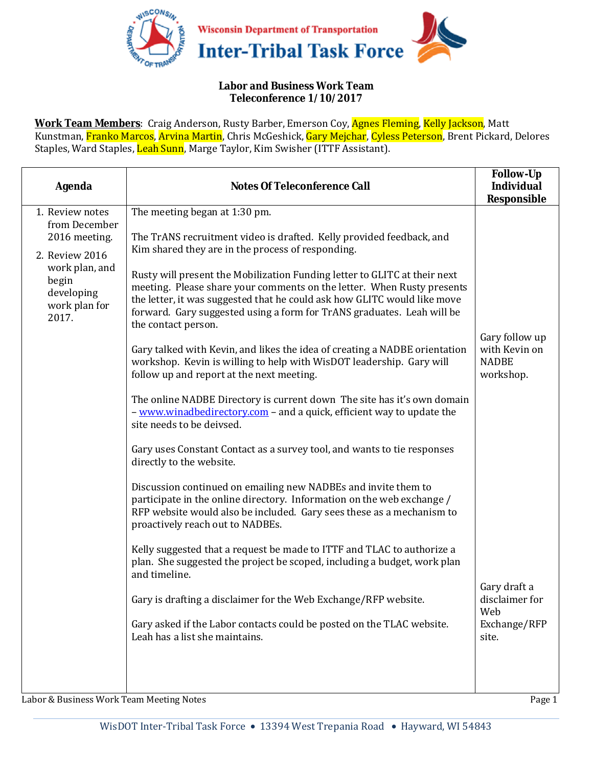Wisconsin Department of Transportation

# Inter-Tribal Task Force

## Labor and Business Work Team
## Teleconference 1/10/2017

**Work Team Members**: Craig Anderson, Rusty Barber, Emerson Coy, Agnes Fleming, Kelly Jackson, Matt Kunstman, Franko Marcos, Arvina Martin, Chris McGeshick, Gary Mejchar, Cyless Peterson, Brent Pickard, Delores Staples, Ward Staples, Leah Sunn, Marge Taylor, Kim Swisher (ITTF Assistant).

| Agenda | Notes Of Teleconference Call | Follow-Up Individual Responsible |
|---|---|---|
| 1. Review notes from December 2016 meeting.<br>2. Review 2016 work plan, and begin developing work plan for 2017. | The meeting began at 1:30 pm.<br><br>The TrANS recruitment video is drafted. Kelly provided feedback, and Kim shared they are in the process of responding.<br><br>Rusty will present the Mobilization Funding letter to GLITC at their next meeting. Please share your comments on the letter. When Rusty presents the letter, it was suggested that he could ask how GLITC would like move forward. Gary suggested using a form for TrANS graduates. Leah will be the contact person. | |
| | Gary talked with Kevin, and likes the idea of creating a NADBE orientation workshop. Kevin is willing to help with WisDOT leadership. Gary will follow up and report at the next meeting. | Gary follow up with Kevin on NADBE workshop. |
| | The online NADBE Directory is current down The site has it's own domain – www.winadbedirectory.com – and a quick, efficient way to update the site needs to be deivsed.<br><br>Gary uses Constant Contact as a survey tool, and wants to tie responses directly to the website.<br><br>Discussion continued on emailing new NADBEs and invite them to participate in the online directory. Information on the web exchange / RFP website would also be included. Gary sees these as a mechanism to proactively reach out to NADBEs.<br><br>Kelly suggested that a request be made to ITTF and TLAC to authorize a plan. She suggested the project be scoped, including a budget, work plan and timeline. | |
| | Gary is drafting a disclaimer for the Web Exchange/RFP website.<br><br>Gary asked if the Labor contacts could be posted on the TLAC website. Leah has a list she maintains. | Gary draft a disclaimer for Web Exchange/RFP site. |

WisDOT Inter-Tribal Task Force • 13394 West Trepania Road • Hayward, WI 54843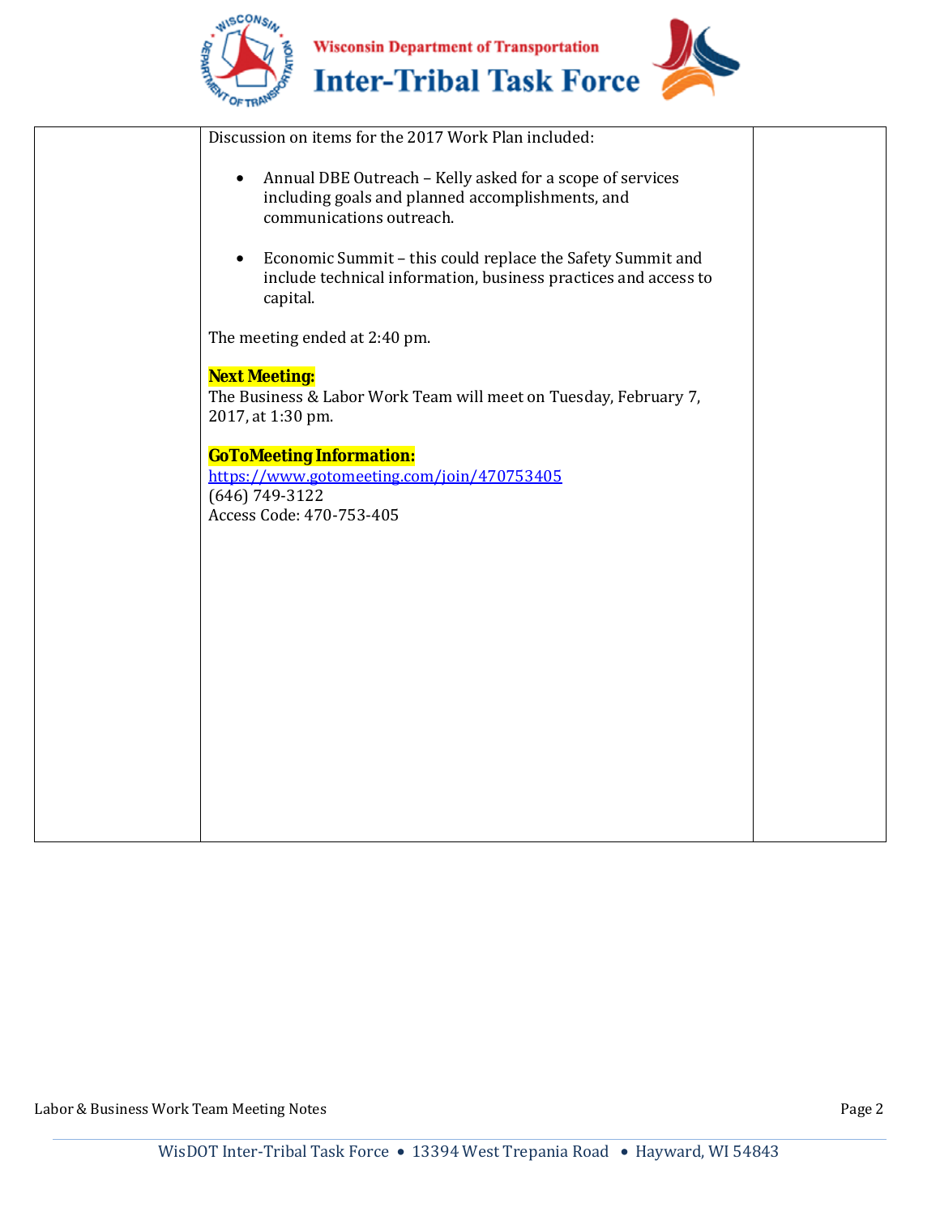Discussion on items for the 2017 Work Plan included:

- Annual DBE Outreach – Kelly asked for a scope of services including goals and planned accomplishments, and communications outreach.

- Economic Summit – this could replace the Safety Summit and include technical information, business practices and access to capital.

The meeting ended at 2:40 pm.

**Next Meeting:**
The Business & Labor Work Team will meet on Tuesday, February 7, 2017, at 1:30 pm.

**GoToMeeting Information:**
https://www.gotomeeting.com/join/470753405
(646) 749-3122
Access Code: 470-753-405